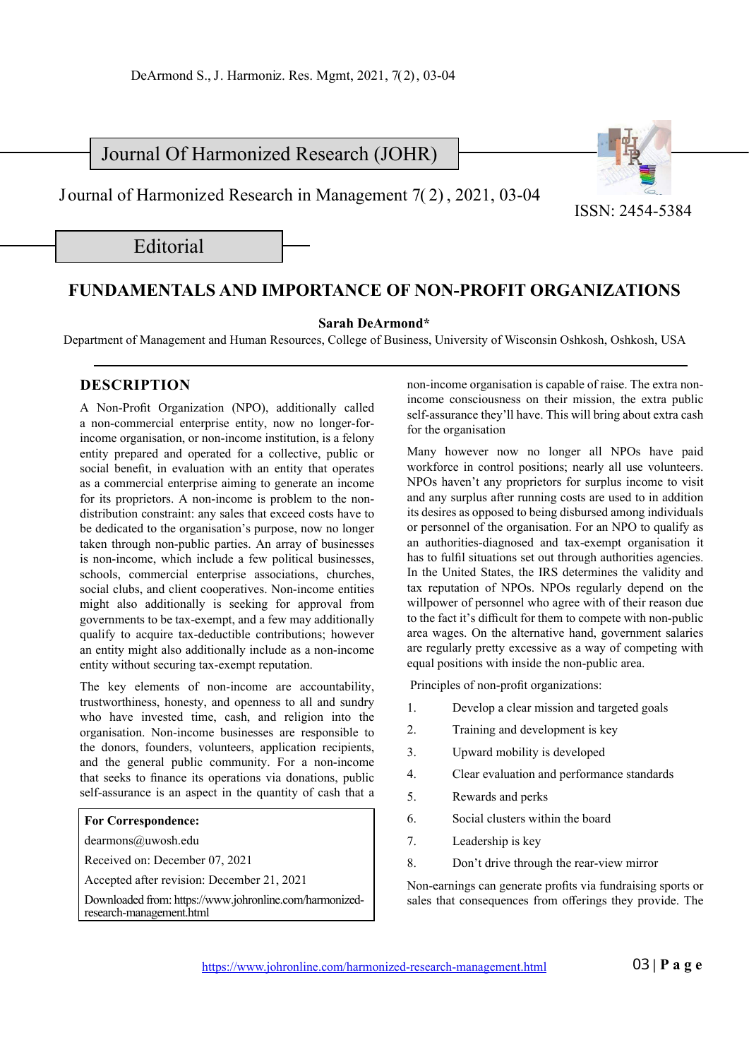Journal Of Harmonized Research (JOHR)

Journal of Harmonized Research in Management 7(2), 2021, 03-04

ISSN: 2454-5384

Editorial

# FUNDAMENTALS AND IMPORTANCE OF NON-PROFIT ORGANIZATIONS

**Sarah DeArmond***

Department of Management and Human Resources, College of Business, University of Wisconsin Oshkosh, Oshkosh, USA

## DESCRIPTION

A Non-Profit Organization (NPO), additionally called a non-commercial enterprise entity, now no longer-for-income organisation, or non-income institution, is a felony entity prepared and operated for a collective, public or social benefit, in evaluation with an entity that operates as a commercial enterprise aiming to generate an income for its proprietors. A non-income is problem to the non-distribution constraint: any sales that exceed costs have to be dedicated to the organisation's purpose, now no longer taken through non-public parties. An array of businesses is non-income, which include a few political businesses, schools, commercial enterprise associations, churches, social clubs, and client cooperatives. Non-income entities might also additionally is seeking for approval from governments to be tax-exempt, and a few may additionally qualify to acquire tax-deductible contributions; however an entity might also additionally include as a non-income entity without securing tax-exempt reputation.

The key elements of non-income are accountability, trustworthiness, honesty, and openness to all and sundry who have invested time, cash, and religion into the organisation. Non-income businesses are responsible to the donors, founders, volunteers, application recipients, and the general public community. For a non-income that seeks to finance its operations via donations, public self-assurance is an aspect in the quantity of cash that a non-income organisation is capable of raise. The extra non-income consciousness on their mission, the extra public self-assurance they'll have. This will bring about extra cash for the organisation

Many however now no longer all NPOs have paid workforce in control positions; nearly all use volunteers. NPOs haven't any proprietors for surplus income to visit and any surplus after running costs are used to in addition its desires as opposed to being disbursed among individuals or personnel of the organisation. For an NPO to qualify as an authorities-diagnosed and tax-exempt organisation it has to fulfil situations set out through authorities agencies. In the United States, the IRS determines the validity and tax reputation of NPOs. NPOs regularly depend on the willpower of personnel who agree with of their reason due to the fact it's difficult for them to compete with non-public area wages. On the alternative hand, government salaries are regularly pretty excessive as a way of competing with equal positions with inside the non-public area.

Principles of non-profit organizations:

1. Develop a clear mission and targeted goals
2. Training and development is key
3. Upward mobility is developed
4. Clear evaluation and performance standards
5. Rewards and perks
6. Social clusters within the board
7. Leadership is key
8. Don't drive through the rear-view mirror

Non-earnings can generate profits via fundraising sports or sales that consequences from offerings they provide. The

**For Correspondence:**
dearmons@uwosh.edu
Received on: December 07, 2021
Accepted after revision: December 21, 2021
Downloaded from: https://www.johronline.com/harmonized-research-management.html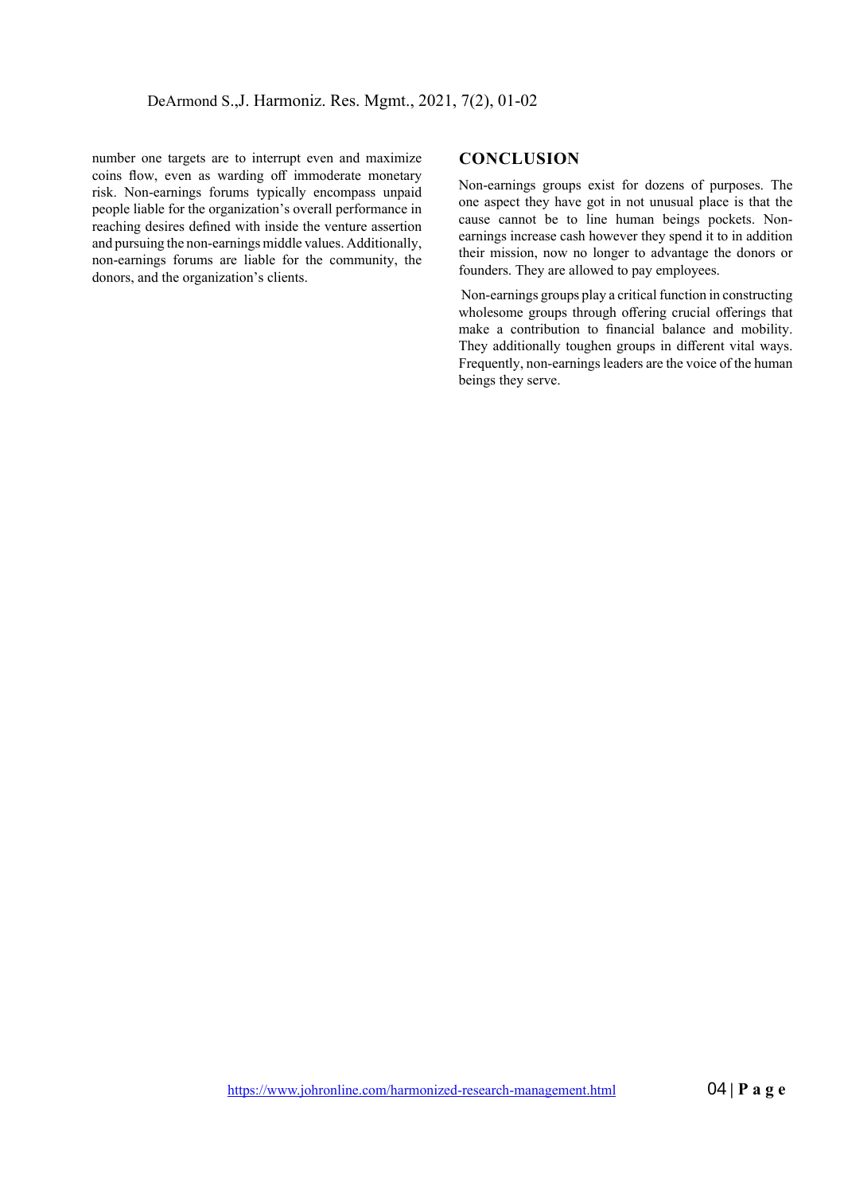number one targets are to interrupt even and maximize coins flow, even as warding off immoderate monetary risk. Non-earnings forums typically encompass unpaid people liable for the organization's overall performance in reaching desires defined with inside the venture assertion and pursuing the non-earnings middle values. Additionally, non-earnings forums are liable for the community, the donors, and the organization's clients.

## CONCLUSION

Non-earnings groups exist for dozens of purposes. The one aspect they have got in not unusual place is that the cause cannot be to line human beings pockets. Non-earnings increase cash however they spend it to in addition their mission, now no longer to advantage the donors or founders. They are allowed to pay employees.

Non-earnings groups play a critical function in constructing wholesome groups through offering crucial offerings that make a contribution to financial balance and mobility. They additionally toughen groups in different vital ways. Frequently, non-earnings leaders are the voice of the human beings they serve.